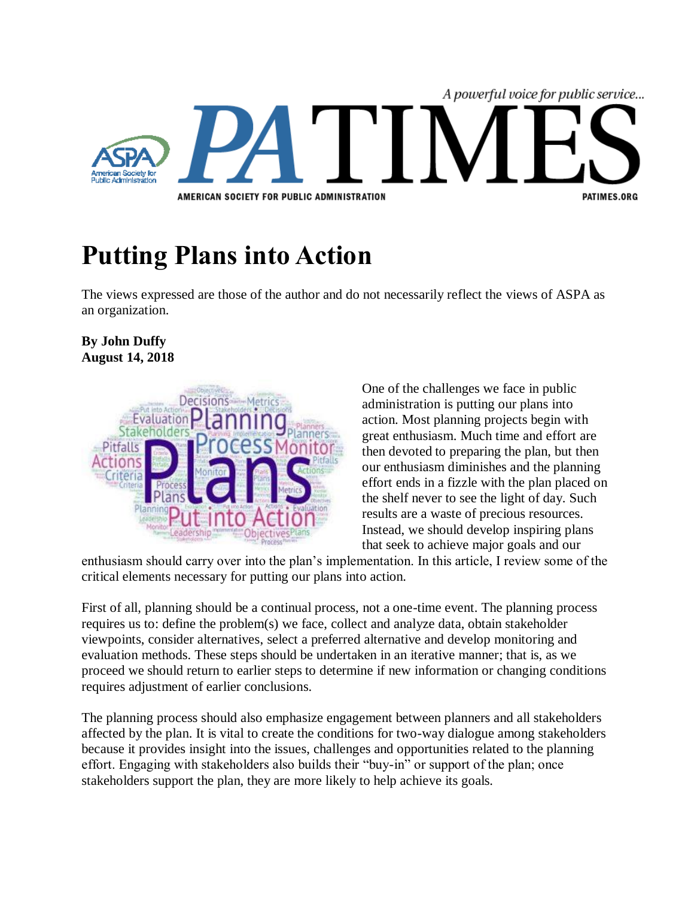# Putting Plans into Action

The views expressed are those of the author and do not necessarily reflect the views of ASPA as an organization.

**By John Duffy**
**August 14, 2018**

One of the challenges we face in public administration is putting our plans into action. Most planning projects begin with great enthusiasm. Much time and effort are then devoted to preparing the plan, but then our enthusiasm diminishes and the planning effort ends in a fizzle with the plan placed on the shelf never to see the light of day. Such results are a waste of precious resources. Instead, we should develop inspiring plans that seek to achieve major goals and our enthusiasm should carry over into the plan's implementation. In this article, I review some of the critical elements necessary for putting our plans into action.

First of all, planning should be a continual process, not a one-time event. The planning process requires us to: define the problem(s) we face, collect and analyze data, obtain stakeholder viewpoints, consider alternatives, select a preferred alternative and develop monitoring and evaluation methods. These steps should be undertaken in an iterative manner; that is, as we proceed we should return to earlier steps to determine if new information or changing conditions requires adjustment of earlier conclusions.

The planning process should also emphasize engagement between planners and all stakeholders affected by the plan. It is vital to create the conditions for two-way dialogue among stakeholders because it provides insight into the issues, challenges and opportunities related to the planning effort. Engaging with stakeholders also builds their "buy-in" or support of the plan; once stakeholders support the plan, they are more likely to help achieve its goals.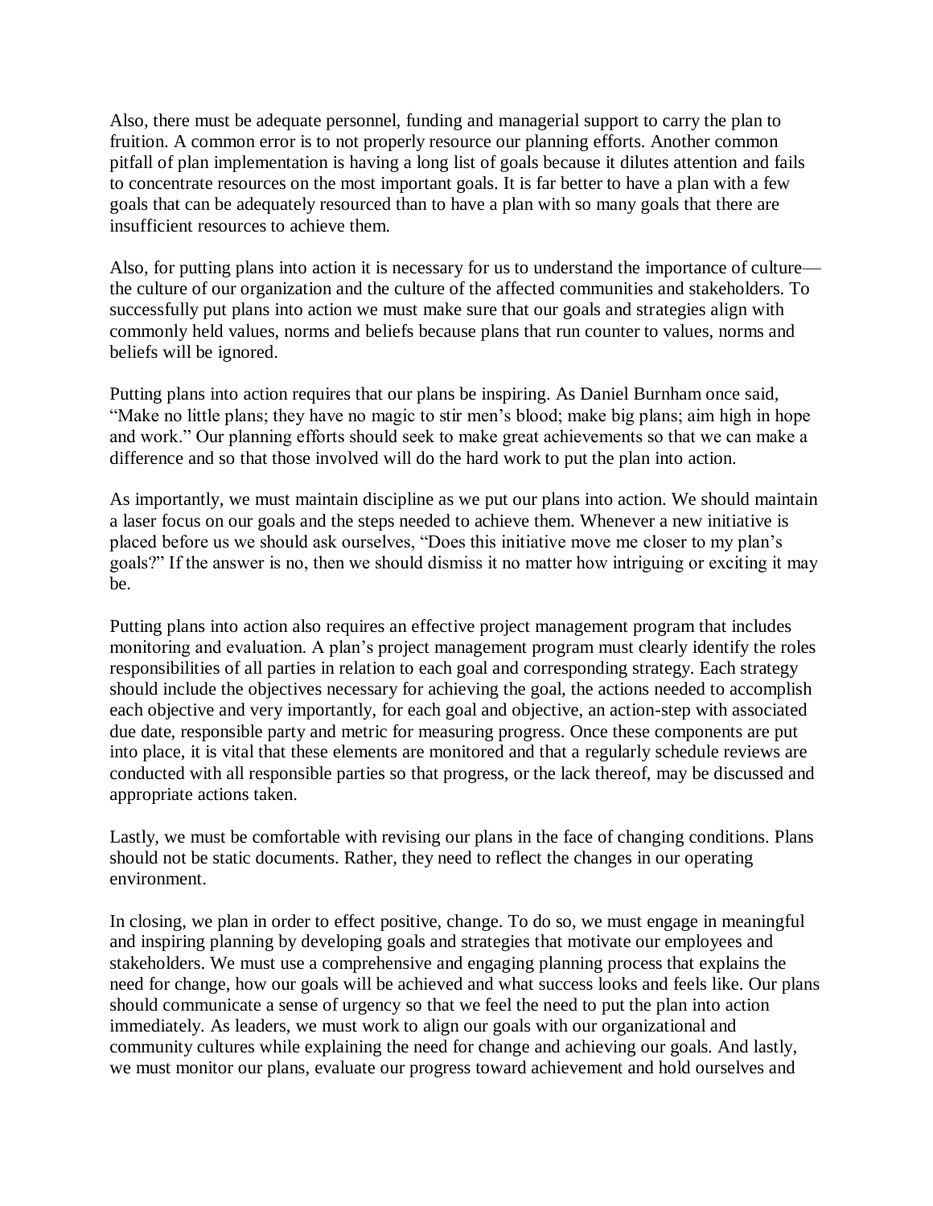Also, there must be adequate personnel, funding and managerial support to carry the plan to fruition. A common error is to not properly resource our planning efforts. Another common pitfall of plan implementation is having a long list of goals because it dilutes attention and fails to concentrate resources on the most important goals. It is far better to have a plan with a few goals that can be adequately resourced than to have a plan with so many goals that there are insufficient resources to achieve them.

Also, for putting plans into action it is necessary for us to understand the importance of culture—the culture of our organization and the culture of the affected communities and stakeholders. To successfully put plans into action we must make sure that our goals and strategies align with commonly held values, norms and beliefs because plans that run counter to values, norms and beliefs will be ignored.

Putting plans into action requires that our plans be inspiring. As Daniel Burnham once said, "Make no little plans; they have no magic to stir men's blood; make big plans; aim high in hope and work." Our planning efforts should seek to make great achievements so that we can make a difference and so that those involved will do the hard work to put the plan into action.

As importantly, we must maintain discipline as we put our plans into action. We should maintain a laser focus on our goals and the steps needed to achieve them. Whenever a new initiative is placed before us we should ask ourselves, "Does this initiative move me closer to my plan's goals?" If the answer is no, then we should dismiss it no matter how intriguing or exciting it may be.

Putting plans into action also requires an effective project management program that includes monitoring and evaluation. A plan's project management program must clearly identify the roles responsibilities of all parties in relation to each goal and corresponding strategy. Each strategy should include the objectives necessary for achieving the goal, the actions needed to accomplish each objective and very importantly, for each goal and objective, an action-step with associated due date, responsible party and metric for measuring progress. Once these components are put into place, it is vital that these elements are monitored and that a regularly schedule reviews are conducted with all responsible parties so that progress, or the lack thereof, may be discussed and appropriate actions taken.

Lastly, we must be comfortable with revising our plans in the face of changing conditions. Plans should not be static documents. Rather, they need to reflect the changes in our operating environment.

In closing, we plan in order to effect positive, change. To do so, we must engage in meaningful and inspiring planning by developing goals and strategies that motivate our employees and stakeholders. We must use a comprehensive and engaging planning process that explains the need for change, how our goals will be achieved and what success looks and feels like. Our plans should communicate a sense of urgency so that we feel the need to put the plan into action immediately. As leaders, we must work to align our goals with our organizational and community cultures while explaining the need for change and achieving our goals. And lastly, we must monitor our plans, evaluate our progress toward achievement and hold ourselves and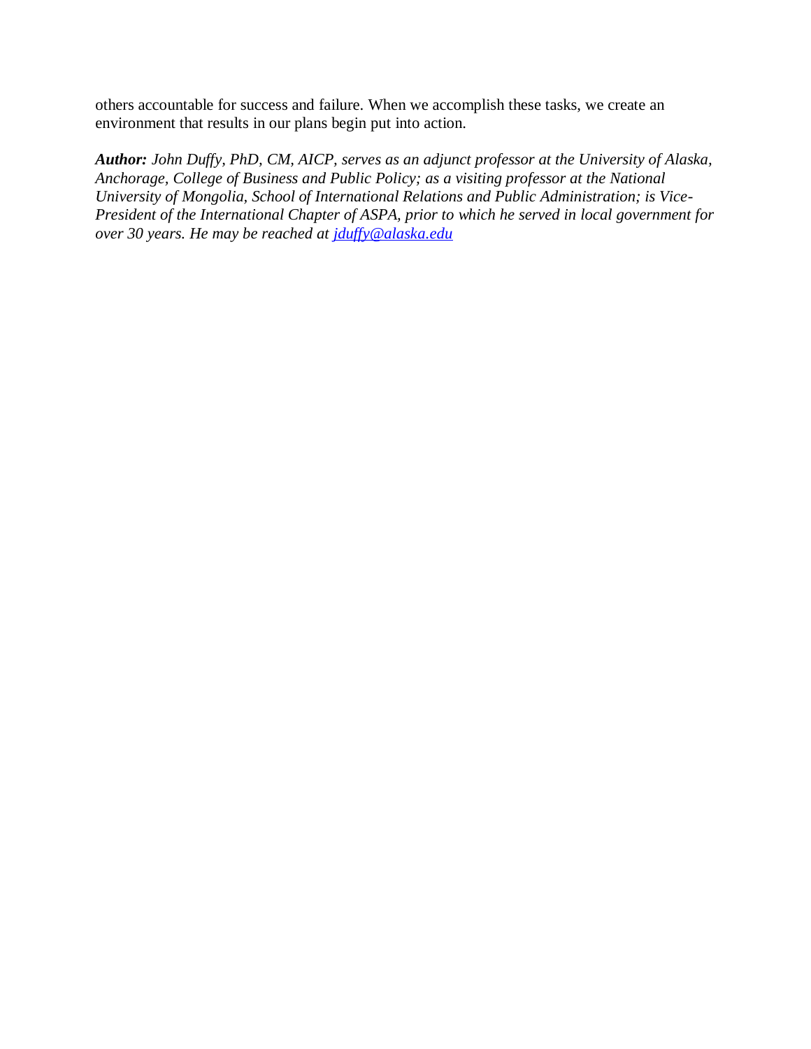others accountable for success and failure. When we accomplish these tasks, we create an environment that results in our plans begin put into action.

***Author:*** *John Duffy, PhD, CM, AICP, serves as an adjunct professor at the University of Alaska, Anchorage, College of Business and Public Policy; as a visiting professor at the National University of Mongolia, School of International Relations and Public Administration; is Vice-President of the International Chapter of ASPA, prior to which he served in local government for over 30 years. He may be reached at [jduffy@alaska.edu](mailto:jduffy@alaska.edu)*